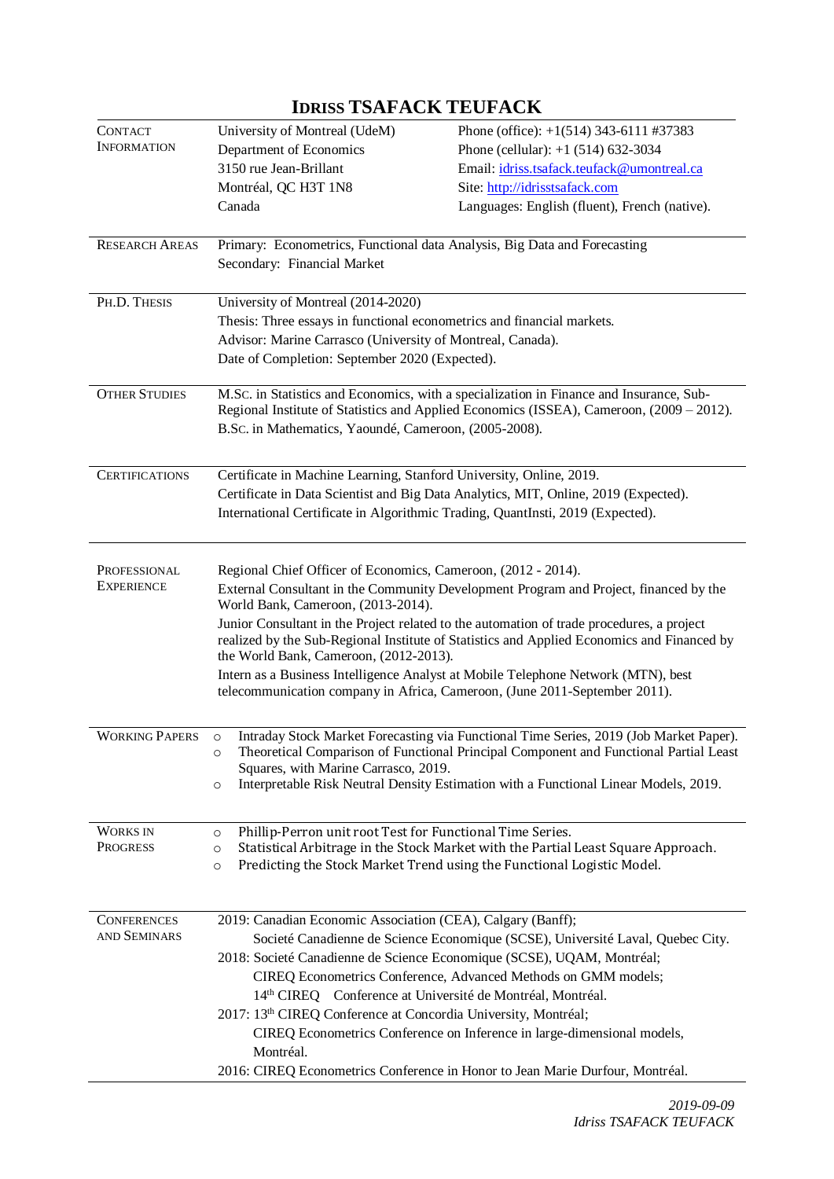# IDRISS TSAFACK TEUFACK

## CONTACT INFORMATION

University of Montreal (UdeM)
Department of Economics
3150 rue Jean-Brillant
Montréal, QC H3T 1N8
Canada

Phone (office): +1(514) 343-6111 #37383
Phone (cellular): +1 (514) 632-3034
Email: idriss.tsafack.teufack@umontreal.ca
Site: http://idrisstsafack.com
Languages: English (fluent), French (native).

## RESEARCH AREAS

Primary: Econometrics, Functional data Analysis, Big Data and Forecasting
Secondary: Financial Market

## PH.D. THESIS

University of Montreal (2014-2020)
Thesis: Three essays in functional econometrics and financial markets.
Advisor: Marine Carrasco (University of Montreal, Canada).
Date of Completion: September 2020 (Expected).

## OTHER STUDIES

M.SC. in Statistics and Economics, with a specialization in Finance and Insurance, Sub-Regional Institute of Statistics and Applied Economics (ISSEA), Cameroon, (2009 – 2012).
B.SC. in Mathematics, Yaoundé, Cameroon, (2005-2008).

## CERTIFICATIONS

Certificate in Machine Learning, Stanford University, Online, 2019.
Certificate in Data Scientist and Big Data Analytics, MIT, Online, 2019 (Expected).
International Certificate in Algorithmic Trading, QuantInsti, 2019 (Expected).

## PROFESSIONAL EXPERIENCE

Regional Chief Officer of Economics, Cameroon, (2012 - 2014).

External Consultant in the Community Development Program and Project, financed by the World Bank, Cameroon, (2013-2014).

Junior Consultant in the Project related to the automation of trade procedures, a project realized by the Sub-Regional Institute of Statistics and Applied Economics and Financed by the World Bank, Cameroon, (2012-2013).

Intern as a Business Intelligence Analyst at Mobile Telephone Network (MTN), best telecommunication company in Africa, Cameroon, (June 2011-September 2011).

## WORKING PAPERS

- Intraday Stock Market Forecasting via Functional Time Series, 2019 (Job Market Paper).
- Theoretical Comparison of Functional Principal Component and Functional Partial Least Squares, with Marine Carrasco, 2019.
- Interpretable Risk Neutral Density Estimation with a Functional Linear Models, 2019.

## WORKS IN PROGRESS

- Phillip-Perron unit root Test for Functional Time Series.
- Statistical Arbitrage in the Stock Market with the Partial Least Square Approach.
- Predicting the Stock Market Trend using the Functional Logistic Model.

## CONFERENCES AND SEMINARS

2019: Canadian Economic Association (CEA), Calgary (Banff);
Societé Canadienne de Science Economique (SCSE), Université Laval, Quebec City.

2018: Societé Canadienne de Science Economique (SCSE), UQAM, Montréal;
CIREQ Econometrics Conference, Advanced Methods on GMM models;
14th CIREQ Conference at Université de Montréal, Montréal.

2017: 13th CIREQ Conference at Concordia University, Montréal;
CIREQ Econometrics Conference on Inference in large-dimensional models, Montréal.

2016: CIREQ Econometrics Conference in Honor to Jean Marie Durfour, Montréal.

*2019-09-09*
*Idriss TSAFACK TEUFACK*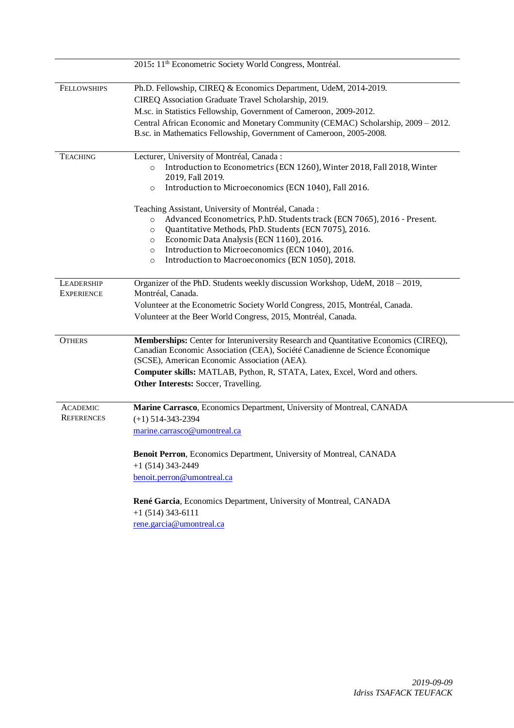2015: 11th Econometric Society World Congress, Montréal.

## Fellowships

Ph.D. Fellowship, CIREQ & Economics Department, UdeM, 2014-2019.

CIREQ Association Graduate Travel Scholarship, 2019.

M.sc. in Statistics Fellowship, Government of Cameroon, 2009-2012.

Central African Economic and Monetary Community (CEMAC) Scholarship, 2009 – 2012.

B.sc. in Mathematics Fellowship, Government of Cameroon, 2005-2008.

## Teaching

Lecturer, University of Montréal, Canada :

- Introduction to Econometrics (ECN 1260), Winter 2018, Fall 2018, Winter 2019, Fall 2019.
- Introduction to Microeconomics (ECN 1040), Fall 2016.

Teaching Assistant, University of Montréal, Canada :

- Advanced Econometrics, P.hD. Students track (ECN 7065), 2016 - Present.
- Quantitative Methods, PhD. Students (ECN 7075), 2016.
- Economic Data Analysis (ECN 1160), 2016.
- Introduction to Microeconomics (ECN 1040), 2016.
- Introduction to Macroeconomics (ECN 1050), 2018.

## Leadership Experience

Organizer of the PhD. Students weekly discussion Workshop, UdeM, 2018 – 2019, Montréal, Canada.

Volunteer at the Econometric Society World Congress, 2015, Montréal, Canada.

Volunteer at the Beer World Congress, 2015, Montréal, Canada.

## Others

**Memberships:** Center for Interuniversity Research and Quantitative Economics (CIREQ), Canadian Economic Association (CEA), Société Canadienne de Science Économique (SCSE), American Economic Association (AEA).

**Computer skills:** MATLAB, Python, R, STATA, Latex, Excel, Word and others.

**Other Interests:** Soccer, Travelling.

## Academic References

**Marine Carrasco**, Economics Department, University of Montreal, CANADA
(+1) 514-343-2394
marine.carrasco@umontreal.ca

**Benoit Perron**, Economics Department, University of Montreal, CANADA
+1 (514) 343-2449
benoit.perron@umontreal.ca

**René Garcia**, Economics Department, University of Montreal, CANADA
+1 (514) 343-6111
rene.garcia@umontreal.ca

*2019-09-09*
*Idriss TSAFACK TEUFACK*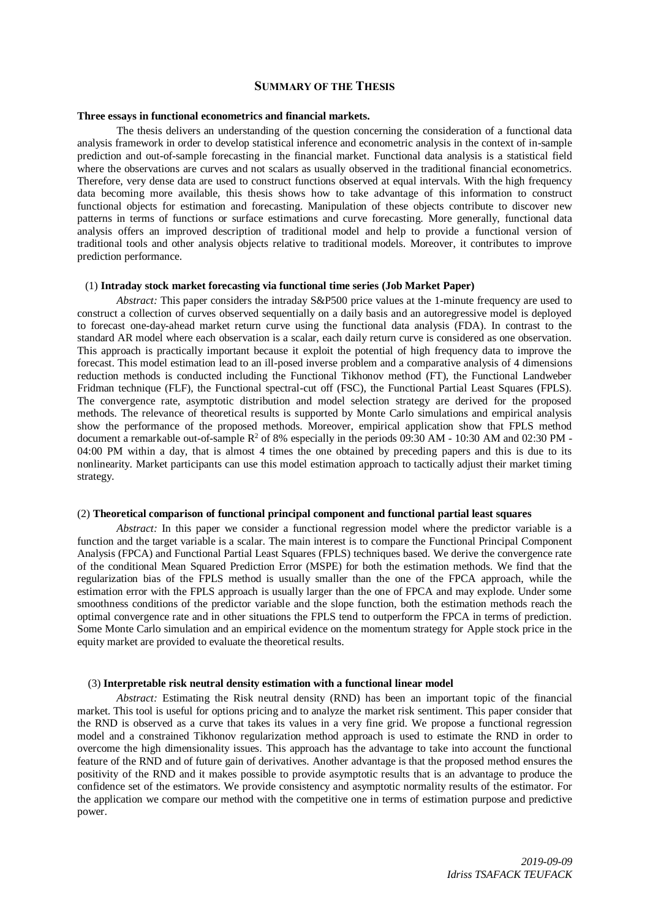## Summary of the Thesis

**Three essays in functional econometrics and financial markets.**

The thesis delivers an understanding of the question concerning the consideration of a functional data analysis framework in order to develop statistical inference and econometric analysis in the context of in-sample prediction and out-of-sample forecasting in the financial market. Functional data analysis is a statistical field where the observations are curves and not scalars as usually observed in the traditional financial econometrics. Therefore, very dense data are used to construct functions observed at equal intervals. With the high frequency data becoming more available, this thesis shows how to take advantage of this information to construct functional objects for estimation and forecasting. Manipulation of these objects contribute to discover new patterns in terms of functions or surface estimations and curve forecasting. More generally, functional data analysis offers an improved description of traditional model and help to provide a functional version of traditional tools and other analysis objects relative to traditional models. Moreover, it contributes to improve prediction performance.

(1) **Intraday stock market forecasting via functional time series (Job Market Paper)**

*Abstract:* This paper considers the intraday S&P500 price values at the 1-minute frequency are used to construct a collection of curves observed sequentially on a daily basis and an autoregressive model is deployed to forecast one-day-ahead market return curve using the functional data analysis (FDA). In contrast to the standard AR model where each observation is a scalar, each daily return curve is considered as one observation. This approach is practically important because it exploit the potential of high frequency data to improve the forecast. This model estimation lead to an ill-posed inverse problem and a comparative analysis of 4 dimensions reduction methods is conducted including the Functional Tikhonov method (FT), the Functional Landweber Fridman technique (FLF), the Functional spectral-cut off (FSC), the Functional Partial Least Squares (FPLS). The convergence rate, asymptotic distribution and model selection strategy are derived for the proposed methods. The relevance of theoretical results is supported by Monte Carlo simulations and empirical analysis show the performance of the proposed methods. Moreover, empirical application show that FPLS method document a remarkable out-of-sample $R^2$ of 8% especially in the periods 09:30 AM - 10:30 AM and 02:30 PM - 04:00 PM within a day, that is almost 4 times the one obtained by preceding papers and this is due to its nonlinearity. Market participants can use this model estimation approach to tactically adjust their market timing strategy.

(2) **Theoretical comparison of functional principal component and functional partial least squares**

*Abstract:* In this paper we consider a functional regression model where the predictor variable is a function and the target variable is a scalar. The main interest is to compare the Functional Principal Component Analysis (FPCA) and Functional Partial Least Squares (FPLS) techniques based. We derive the convergence rate of the conditional Mean Squared Prediction Error (MSPE) for both the estimation methods. We find that the regularization bias of the FPLS method is usually smaller than the one of the FPCA approach, while the estimation error with the FPLS approach is usually larger than the one of FPCA and may explode. Under some smoothness conditions of the predictor variable and the slope function, both the estimation methods reach the optimal convergence rate and in other situations the FPLS tend to outperform the FPCA in terms of prediction. Some Monte Carlo simulation and an empirical evidence on the momentum strategy for Apple stock price in the equity market are provided to evaluate the theoretical results.

(3) **Interpretable risk neutral density estimation with a functional linear model**

*Abstract:* Estimating the Risk neutral density (RND) has been an important topic of the financial market. This tool is useful for options pricing and to analyze the market risk sentiment. This paper consider that the RND is observed as a curve that takes its values in a very fine grid. We propose a functional regression model and a constrained Tikhonov regularization method approach is used to estimate the RND in order to overcome the high dimensionality issues. This approach has the advantage to take into account the functional feature of the RND and of future gain of derivatives. Another advantage is that the proposed method ensures the positivity of the RND and it makes possible to provide asymptotic results that is an advantage to produce the confidence set of the estimators. We provide consistency and asymptotic normality results of the estimator. For the application we compare our method with the competitive one in terms of estimation purpose and predictive power.

*2019-09-09*
*Idriss TSAFACK TEUFACK*